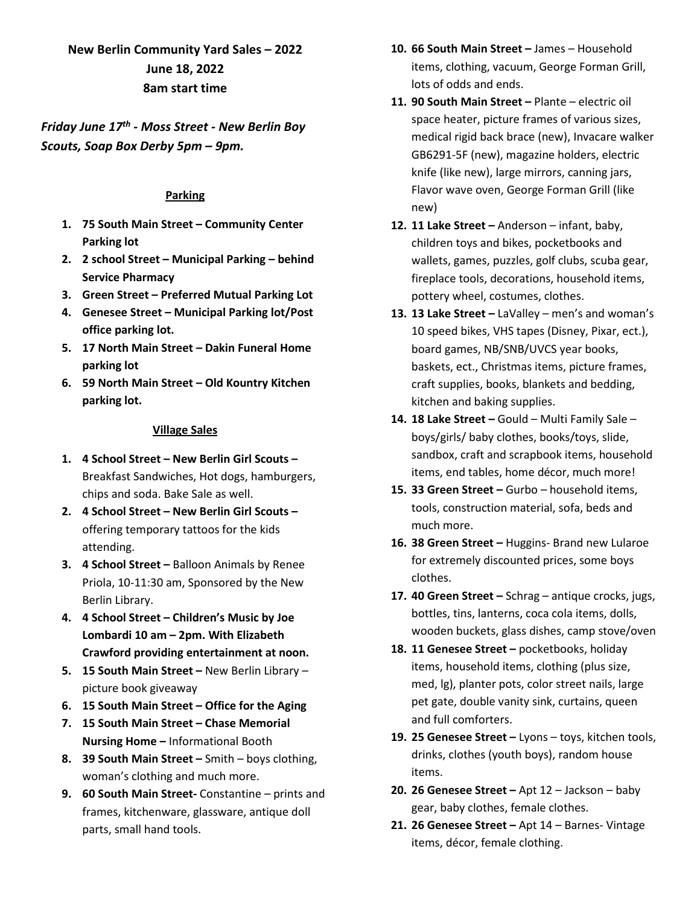**New Berlin Community Yard Sales – 2022**
**June 18, 2022**
**8am start time**

***Friday June 17th - Moss Street - New Berlin Boy Scouts, Soap Box Derby 5pm – 9pm.***

## Parking

1. **75 South Main Street – Community Center Parking lot**
2. **2 school Street – Municipal Parking – behind Service Pharmacy**
3. **Green Street – Preferred Mutual Parking Lot**
4. **Genesee Street – Municipal Parking lot/Post office parking lot.**
5. **17 North Main Street – Dakin Funeral Home parking lot**
6. **59 North Main Street – Old Kountry Kitchen parking lot.**

## Village Sales

1. **4 School Street – New Berlin Girl Scouts –** Breakfast Sandwiches, Hot dogs, hamburgers, chips and soda. Bake Sale as well.
2. **4 School Street – New Berlin Girl Scouts –** offering temporary tattoos for the kids attending.
3. **4 School Street –** Balloon Animals by Renee Priola, 10-11:30 am, Sponsored by the New Berlin Library.
4. **4 School Street – Children's Music by Joe Lombardi 10 am – 2pm. With Elizabeth Crawford providing entertainment at noon.**
5. **15 South Main Street –** New Berlin Library – picture book giveaway
6. **15 South Main Street – Office for the Aging**
7. **15 South Main Street – Chase Memorial Nursing Home –** Informational Booth
8. **39 South Main Street –** Smith – boys clothing, woman's clothing and much more.
9. **60 South Main Street-** Constantine – prints and frames, kitchenware, glassware, antique doll parts, small hand tools.
10. **66 South Main Street –** James – Household items, clothing, vacuum, George Forman Grill, lots of odds and ends.
11. **90 South Main Street –** Plante – electric oil space heater, picture frames of various sizes, medical rigid back brace (new), Invacare walker GB6291-5F (new), magazine holders, electric knife (like new), large mirrors, canning jars, Flavor wave oven, George Forman Grill (like new)
12. **11 Lake Street –** Anderson – infant, baby, children toys and bikes, pocketbooks and wallets, games, puzzles, golf clubs, scuba gear, fireplace tools, decorations, household items, pottery wheel, costumes, clothes.
13. **13 Lake Street –** LaValley – men's and woman's 10 speed bikes, VHS tapes (Disney, Pixar, ect.), board games, NB/SNB/UVCS year books, baskets, ect., Christmas items, picture frames, craft supplies, books, blankets and bedding, kitchen and baking supplies.
14. **18 Lake Street –** Gould – Multi Family Sale – boys/girls/ baby clothes, books/toys, slide, sandbox, craft and scrapbook items, household items, end tables, home décor, much more!
15. **33 Green Street –** Gurbo – household items, tools, construction material, sofa, beds and much more.
16. **38 Green Street –** Huggins- Brand new Lularoe for extremely discounted prices, some boys clothes.
17. **40 Green Street –** Schrag – antique crocks, jugs, bottles, tins, lanterns, coca cola items, dolls, wooden buckets, glass dishes, camp stove/oven
18. **11 Genesee Street –** pocketbooks, holiday items, household items, clothing (plus size, med, lg), planter pots, color street nails, large pet gate, double vanity sink, curtains, queen and full comforters.
19. **25 Genesee Street –** Lyons – toys, kitchen tools, drinks, clothes (youth boys), random house items.
20. **26 Genesee Street –** Apt 12 – Jackson – baby gear, baby clothes, female clothes.
21. **26 Genesee Street –** Apt 14 – Barnes- Vintage items, décor, female clothing.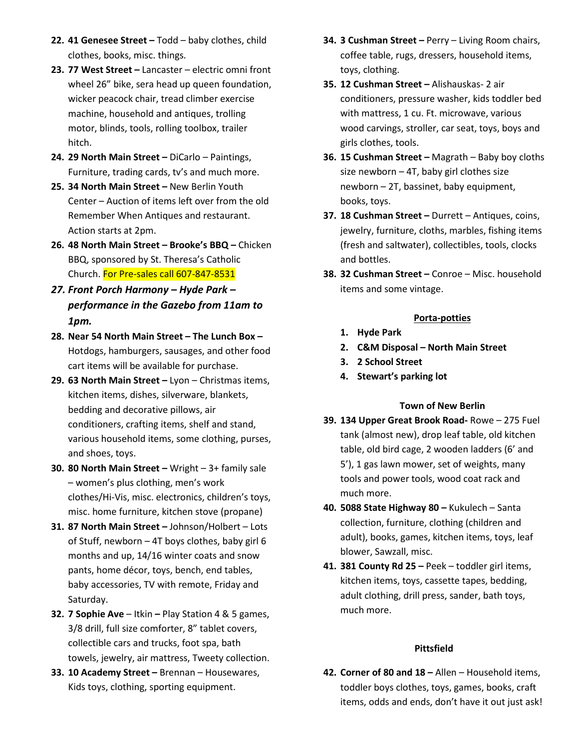22. **41 Genesee Street –** Todd – baby clothes, child clothes, books, misc. things.
23. **77 West Street –** Lancaster – electric omni front wheel 26" bike, sera head up queen foundation, wicker peacock chair, tread climber exercise machine, household and antiques, trolling motor, blinds, tools, rolling toolbox, trailer hitch.
24. **29 North Main Street –** DiCarlo – Paintings, Furniture, trading cards, tv's and much more.
25. **34 North Main Street –** New Berlin Youth Center – Auction of items left over from the old Remember When Antiques and restaurant. Action starts at 2pm.
26. **48 North Main Street – Brooke's BBQ –** Chicken BBQ, sponsored by St. Theresa's Catholic Church. For Pre-sales call 607-847-8531
27. ***Front Porch Harmony – Hyde Park – performance in the Gazebo from 11am to 1pm.***
28. **Near 54 North Main Street – The Lunch Box –** Hotdogs, hamburgers, sausages, and other food cart items will be available for purchase.
29. **63 North Main Street –** Lyon – Christmas items, kitchen items, dishes, silverware, blankets, bedding and decorative pillows, air conditioners, crafting items, shelf and stand, various household items, some clothing, purses, and shoes, toys.
30. **80 North Main Street –** Wright – 3+ family sale – women's plus clothing, men's work clothes/Hi-Vis, misc. electronics, children's toys, misc. home furniture, kitchen stove (propane)
31. **87 North Main Street –** Johnson/Holbert – Lots of Stuff, newborn – 4T boys clothes, baby girl 6 months and up, 14/16 winter coats and snow pants, home décor, toys, bench, end tables, baby accessories, TV with remote, Friday and Saturday.
32. **7 Sophie Ave** – Itkin **–** Play Station 4 & 5 games, 3/8 drill, full size comforter, 8" tablet covers, collectible cars and trucks, foot spa, bath towels, jewelry, air mattress, Tweety collection.
33. **10 Academy Street –** Brennan – Housewares, Kids toys, clothing, sporting equipment.
34. **3 Cushman Street –** Perry – Living Room chairs, coffee table, rugs, dressers, household items, toys, clothing.
35. **12 Cushman Street –** Alishauskas- 2 air conditioners, pressure washer, kids toddler bed with mattress, 1 cu. Ft. microwave, various wood carvings, stroller, car seat, toys, boys and girls clothes, tools.
36. **15 Cushman Street –** Magrath – Baby boy cloths size newborn – 4T, baby girl clothes size newborn – 2T, bassinet, baby equipment, books, toys.
37. **18 Cushman Street –** Durrett – Antiques, coins, jewelry, furniture, cloths, marbles, fishing items (fresh and saltwater), collectibles, tools, clocks and bottles.
38. **32 Cushman Street –** Conroe – Misc. household items and some vintage.

**Porta-potties**

1. **Hyde Park**
2. **C&M Disposal – North Main Street**
3. **2 School Street**
4. **Stewart's parking lot**

**Town of New Berlin**

39. **134 Upper Great Brook Road-** Rowe – 275 Fuel tank (almost new), drop leaf table, old kitchen table, old bird cage, 2 wooden ladders (6' and 5'), 1 gas lawn mower, set of weights, many tools and power tools, wood coat rack and much more.
40. **5088 State Highway 80 –** Kukulech – Santa collection, furniture, clothing (children and adult), books, games, kitchen items, toys, leaf blower, Sawzall, misc.
41. **381 County Rd 25 –** Peek – toddler girl items, kitchen items, toys, cassette tapes, bedding, adult clothing, drill press, sander, bath toys, much more.

**Pittsfield**

42. **Corner of 80 and 18 –** Allen – Household items, toddler boys clothes, toys, games, books, craft items, odds and ends, don't have it out just ask!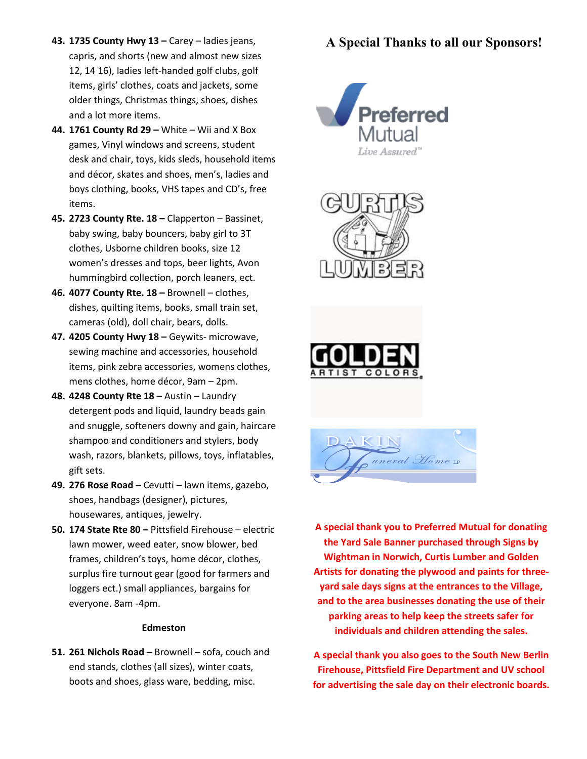43. **1735 County Hwy 13 –** Carey – ladies jeans, capris, and shorts (new and almost new sizes 12, 14 16), ladies left-handed golf clubs, golf items, girls' clothes, coats and jackets, some older things, Christmas things, shoes, dishes and a lot more items.
44. **1761 County Rd 29 –** White – Wii and X Box games, Vinyl windows and screens, student desk and chair, toys, kids sleds, household items and décor, skates and shoes, men's, ladies and boys clothing, books, VHS tapes and CD's, free items.
45. **2723 County Rte. 18 –** Clapperton – Bassinet, baby swing, baby bouncers, baby girl to 3T clothes, Usborne children books, size 12 women's dresses and tops, beer lights, Avon hummingbird collection, porch leaners, ect.
46. **4077 County Rte. 18 –** Brownell – clothes, dishes, quilting items, books, small train set, cameras (old), doll chair, bears, dolls.
47. **4205 County Hwy 18 –** Geywits- microwave, sewing machine and accessories, household items, pink zebra accessories, womens clothes, mens clothes, home décor, 9am – 2pm.
48. **4248 County Rte 18 –** Austin – Laundry detergent pods and liquid, laundry beads gain and snuggle, softeners downy and gain, haircare shampoo and conditioners and stylers, body wash, razors, blankets, pillows, toys, inflatables, gift sets.
49. **276 Rose Road –** Cevutti – lawn items, gazebo, shoes, handbags (designer), pictures, housewares, antiques, jewelry.
50. **174 State Rte 80 –** Pittsfield Firehouse – electric lawn mower, weed eater, snow blower, bed frames, children's toys, home décor, clothes, surplus fire turnout gear (good for farmers and loggers ect.) small appliances, bargains for everyone. 8am -4pm.

**Edmeston**

51. **261 Nichols Road –** Brownell – sofa, couch and end stands, clothes (all sizes), winter coats, boots and shoes, glass ware, bedding, misc.

## A Special Thanks to all our Sponsors!

Preferred Mutual
*Live Assured™*

CURTIS LUMBER

GOLDEN ARTIST COLORS

DAKIN Funeral Home LP

**A special thank you to Preferred Mutual for donating the Yard Sale Banner purchased through Signs by Wightman in Norwich, Curtis Lumber and Golden Artists for donating the plywood and paints for three-yard sale days signs at the entrances to the Village, and to the area businesses donating the use of their parking areas to help keep the streets safer for individuals and children attending the sales.**

**A special thank you also goes to the South New Berlin Firehouse, Pittsfield Fire Department and UV school for advertising the sale day on their electronic boards.**